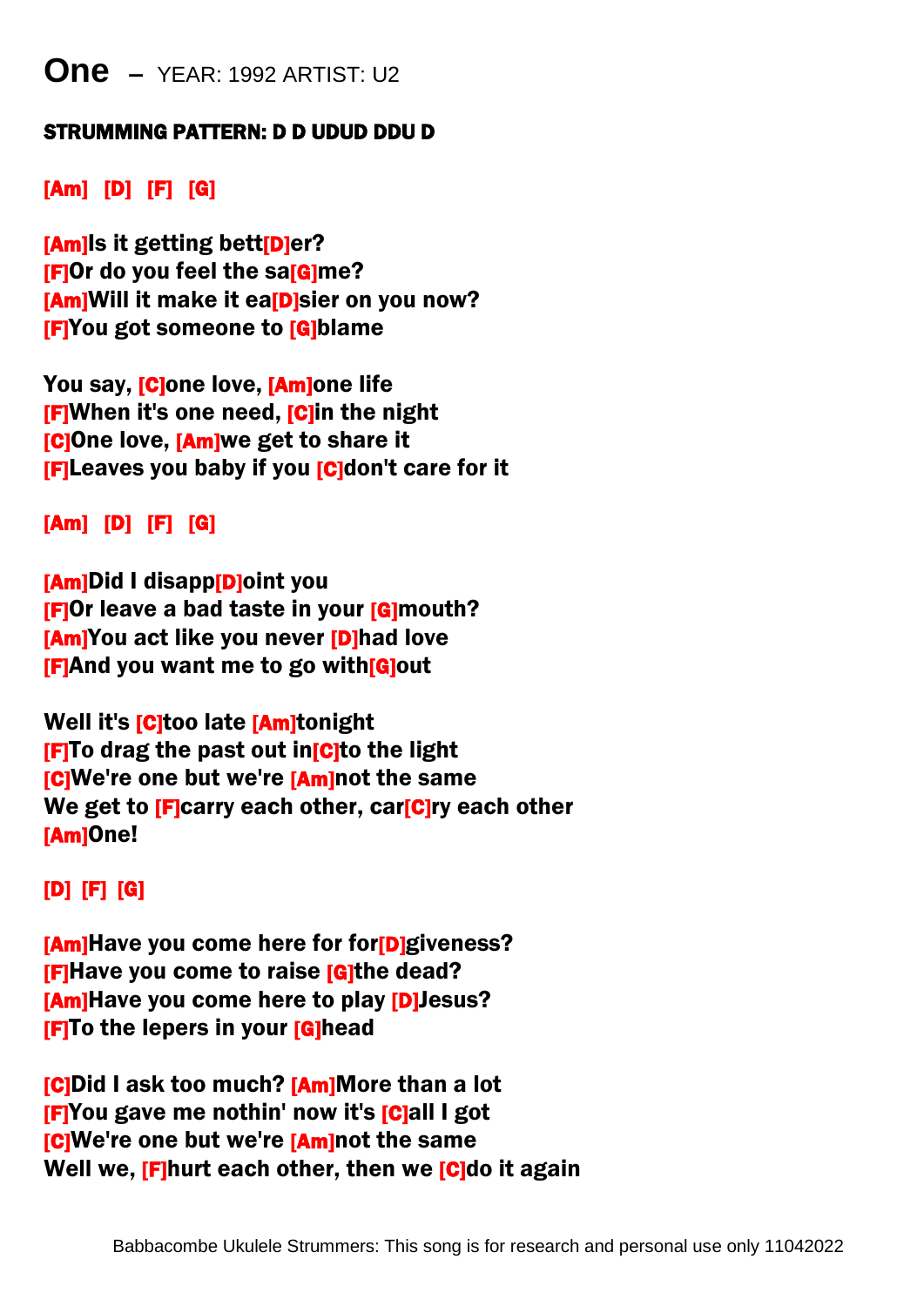# One – YEAR: 1992 ARTIST: U2

**STRUMMING PATTERN: D D UDUD DDU D**

**[Am] [D] [F] [G]**

**[Am]Is it getting bett[D]er?**
**[F]Or do you feel the sa[G]me?**
**[Am]Will it make it ea[D]sier on you now?**
**[F]You got someone to [G]blame**

**You say, [C]one love, [Am]one life**
**[F]When it's one need, [C]in the night**
**[C]One love, [Am]we get to share it**
**[F]Leaves you baby if you [C]don't care for it**

**[Am] [D] [F] [G]**

**[Am]Did I disapp[D]oint you**
**[F]Or leave a bad taste in your [G]mouth?**
**[Am]You act like you never [D]had love**
**[F]And you want me to go with[G]out**

**Well it's [C]too late [Am]tonight**
**[F]To drag the past out in[C]to the light**
**[C]We're one but we're [Am]not the same**
**We get to [F]carry each other, car[C]ry each other**
**[Am]One!**

**[D] [F] [G]**

**[Am]Have you come here for for[D]giveness?**
**[F]Have you come to raise [G]the dead?**
**[Am]Have you come here to play [D]Jesus?**
**[F]To the lepers in your [G]head**

**[C]Did I ask too much? [Am]More than a lot**
**[F]You gave me nothin' now it's [C]all I got**
**[C]We're one but we're [Am]not the same**
**Well we, [F]hurt each other, then we [C]do it again**

Babbacombe Ukulele Strummers: This song is for research and personal use only 11042022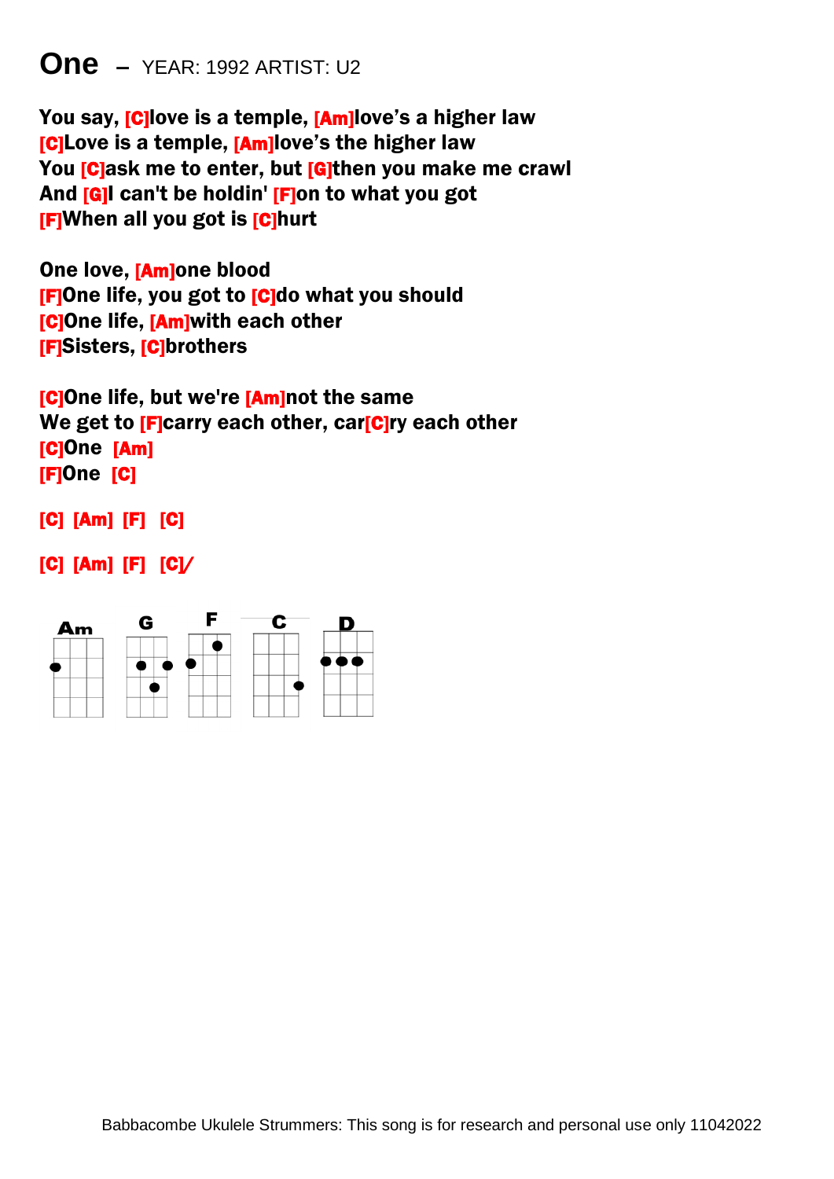# One – YEAR: 1992 ARTIST: U2

**You say, [C]love is a temple, [Am]love's a higher law**
**[C]Love is a temple, [Am]love's the higher law**
**You [C]ask me to enter, but [G]then you make me crawl**
**And [G]I can't be holdin' [F]on to what you got**
**[F]When all you got is [C]hurt**

**One love, [Am]one blood**
**[F]One life, you got to [C]do what you should**
**[C]One life, [Am]with each other**
**[F]Sisters, [C]brothers**

**[C]One life, but we're [Am]not the same**
**We get to [F]carry each other, car[C]ry each other**
**[C]One [Am]**
**[F]One [C]**

**[C] [Am] [F] [C]**

**[C] [Am] [F] [C]/**

Am G F C D

Babbacombe Ukulele Strummers: This song is for research and personal use only 11042022